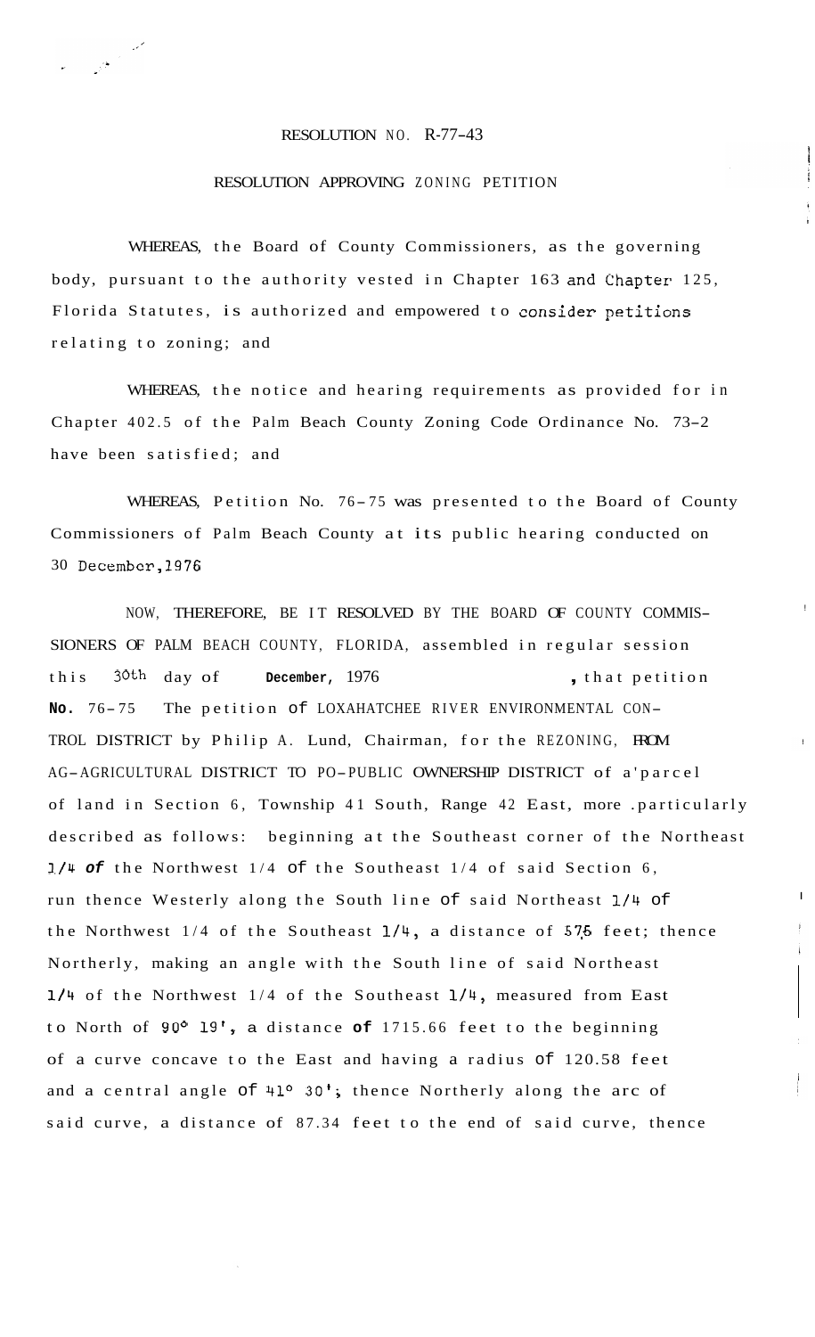RESOLUTION NO. R-77-43

RESOLUTION APPROVING ZONING PETITION

WHEREAS, the Board of County Commissioners, as the governing body, pursuant to the authority vested in Chapter 163 and Chapter 125, Florida Statutes, is authorized and empowered to consider petitions relating to zoning; and

WHEREAS, the notice and hearing requirements as provided for in Chapter 402.5 of the Palm Beach County Zoning Code Ordinance No. 73-2 have been satisfied; and

WHEREAS, Petition No. 76-75 was presented to the Board of County Commissioners of Palm Beach County at its public hearing conducted on 30 December, 1976

NOW, THEREFORE, BE IT RESOLVED BY THE BOARD OF COUNTY COMMISSIONERS OF PALM BEACH COUNTY, FLORIDA, assembled in regular session this 30th day of **December**, 1976, that petition **No.** 76-75 The petition of LOXAHATCHEE RIVER ENVIRONMENTAL CONTROL DISTRICT by Philip A. Lund, Chairman, for the REZONING, FROM AG-AGRICULTURAL DISTRICT TO PO-PUBLIC OWNERSHIP DISTRICT of a parcel of land in Section 6, Township 41 South, Range 42 East, more particularly described as follows: beginning at the Southeast corner of the Northeast 1/4 *of* the Northwest 1/4 of the Southeast 1/4 of said Section 6, run thence Westerly along the South line of said Northeast 1/4 of the Northwest 1/4 of the Southeast 1/4, a distance of 575 feet; thence Northerly, making an angle with the South line of said Northeast 1/4 of the Northwest 1/4 of the Southeast 1/4, measured from East to North of 90° 19', a distance **of** 1715.66 feet to the beginning of a curve concave to the East and having a radius of 120.58 feet and a central angle of 41° 30'; thence Northerly along the arc of said curve, a distance of 87.34 feet to the end of said curve, thence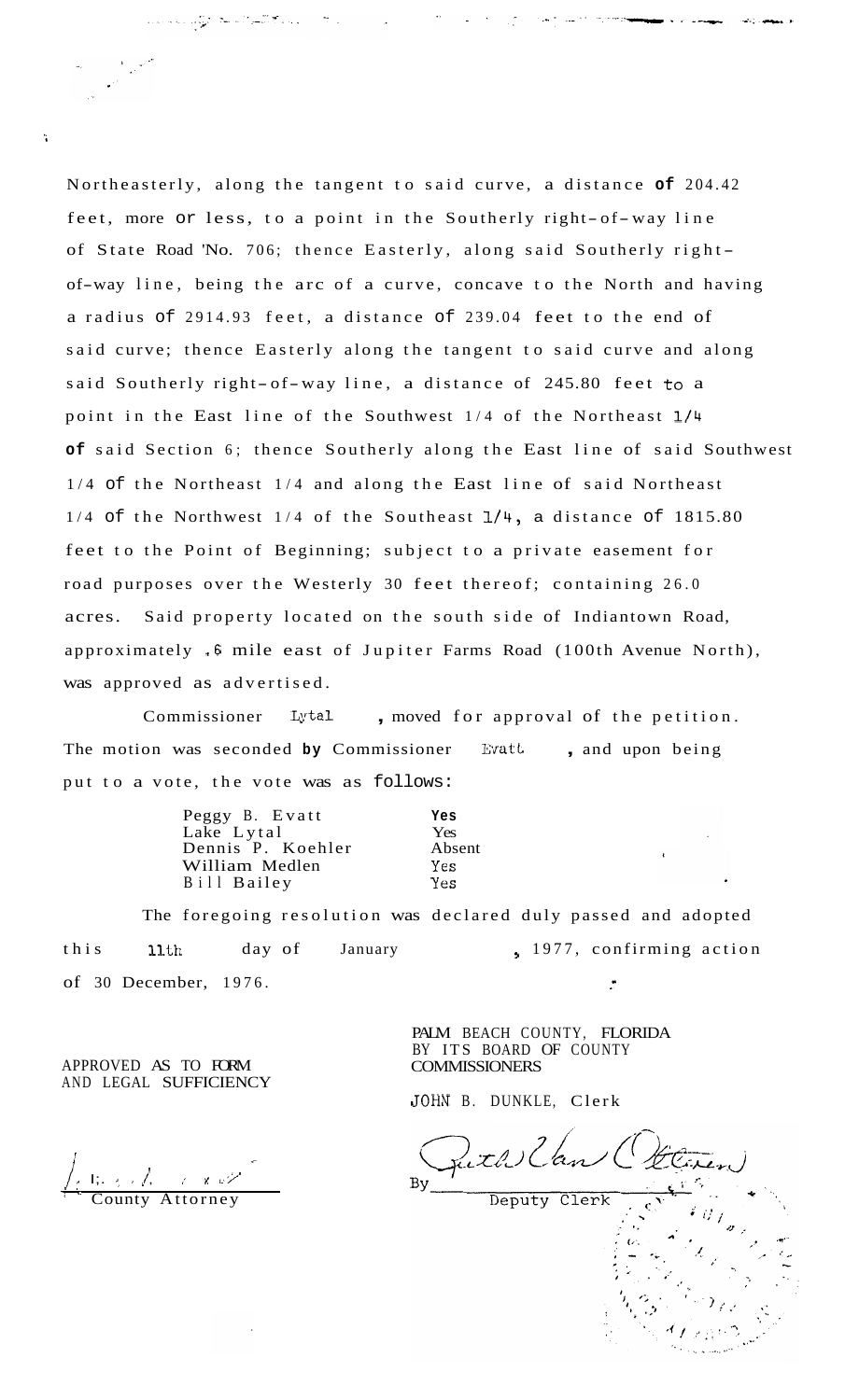Northeasterly, along the tangent to said curve, a distance of 204.42 feet, more or less, to a point in the Southerly right-of-way line of State Road No. 706; thence Easterly, along said Southerly right-of-way line, being the arc of a curve, concave to the North and having a radius of 2914.93 feet, a distance of 239.04 feet to the end of said curve; thence Easterly along the tangent to said curve and along said Southerly right-of-way line, a distance of 245.80 feet to a point in the East line of the Southwest 1/4 of the Northeast 1/4 of said Section 6; thence Southerly along the East line of said Southwest 1/4 of the Northeast 1/4 and along the East line of said Northeast 1/4 of the Northwest 1/4 of the Southeast 1/4, a distance of 1815.80 feet to the Point of Beginning; subject to a private easement for road purposes over the Westerly 30 feet thereof; containing 26.0 acres. Said property located on the south side of Indiantown Road, approximately .6 mile east of Jupiter Farms Road (100th Avenue North), was approved as advertised.

Commissioner Lytal, moved for approval of the petition. The motion was seconded by Commissioner Evatt, and upon being put to a vote, the vote was as follows:

| | |
|---|---|
| Peggy B. Evatt | Yes |
| Lake Lytal | Yes |
| Dennis P. Koehler | Absent |
| William Medlen | Yes |
| Bill Bailey | Yes |

The foregoing resolution was declared duly passed and adopted this 11th day of January, 1977, confirming action of 30 December, 1976.

APPROVED AS TO FORM AND LEGAL SUFFICIENCY

County Attorney

PALM BEACH COUNTY, FLORIDA
BY ITS BOARD OF COUNTY COMMISSIONERS

JOHN B. DUNKLE, Clerk

By Deputy Clerk